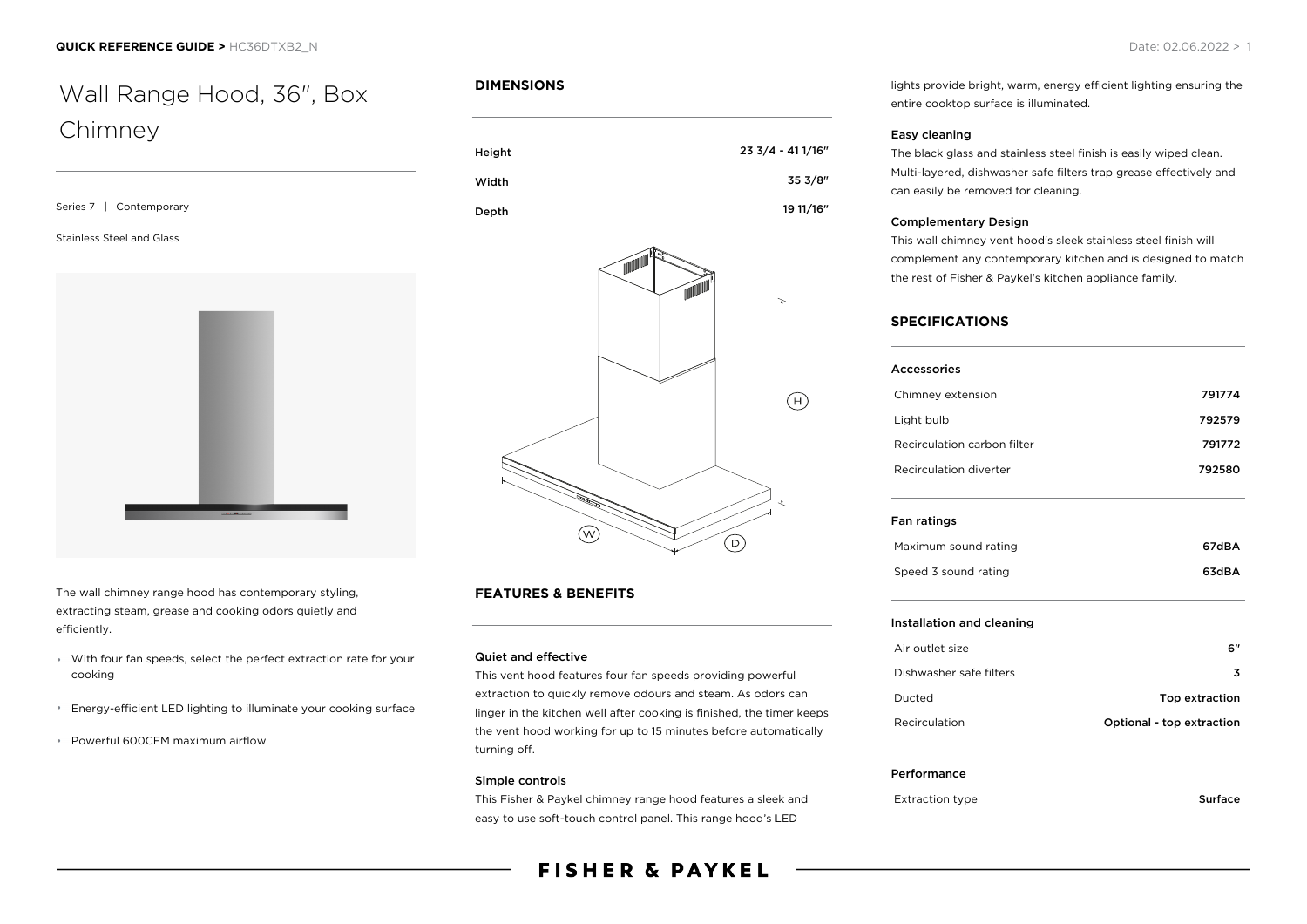# Wall Range Hood, 36", Box Chimney

Series 7 | Contemporary

Stainless Steel and Glass

The wall chimney range hood has contemporary styling, extracting steam, grease and cooking odors quietly and efficiently.

- With four fan speeds, select the perfect extraction rate for your cooking
- Energy-efficient LED lighting to illuminate your cooking surface
- Powerful 600CFM maximum airflow

## DIMENSIONS

| | |
|---|---|
| Height | 23 3/4 - 41 1/16" |
| Width | 35 3/8" |
| Depth | 19 11/16" |

## FEATURES & BENEFITS

### Quiet and effective

This vent hood features four fan speeds providing powerful extraction to quickly remove odours and steam. As odors can linger in the kitchen well after cooking is finished, the timer keeps the vent hood working for up to 15 minutes before automatically turning off.

### Simple controls

This Fisher & Paykel chimney range hood features a sleek and easy to use soft-touch control panel. This range hood's LED lights provide bright, warm, energy efficient lighting ensuring the entire cooktop surface is illuminated.

### Easy cleaning

The black glass and stainless steel finish is easily wiped clean. Multi-layered, dishwasher safe filters trap grease effectively and can easily be removed for cleaning.

### Complementary Design

This wall chimney vent hood's sleek stainless steel finish will complement any contemporary kitchen and is designed to match the rest of Fisher & Paykel's kitchen appliance family.

## SPECIFICATIONS

### Accessories

| | |
|---|---|
| Chimney extension | 791774 |
| Light bulb | 792579 |
| Recirculation carbon filter | 791772 |
| Recirculation diverter | 792580 |

### Fan ratings

| | |
|---|---|
| Maximum sound rating | 67dBA |
| Speed 3 sound rating | 63dBA |

### Installation and cleaning

| | |
|---|---|
| Air outlet size | 6" |
| Dishwasher safe filters | 3 |
| Ducted | Top extraction |
| Recirculation | Optional - top extraction |

### Performance

| | |
|---|---|
| Extraction type | Surface |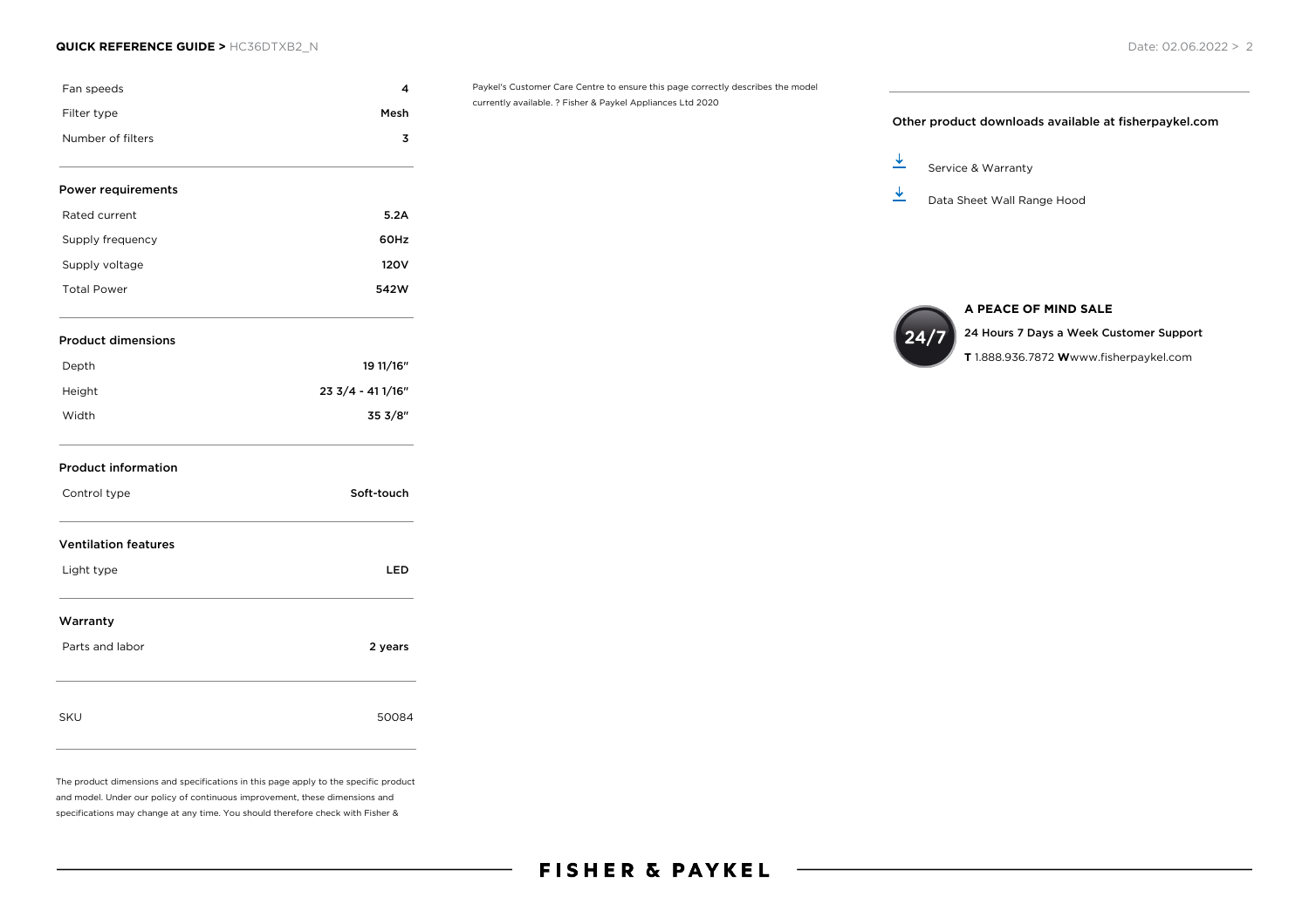| | |
|---|---|
| Fan speeds | **4** |
| Filter type | **Mesh** |
| Number of filters | **3** |

### Power requirements

| | |
|---|---|
| Rated current | **5.2A** |
| Supply frequency | **60Hz** |
| Supply voltage | **120V** |
| Total Power | **542W** |

### Product dimensions

| | |
|---|---|
| Depth | **19 11/16"** |
| Height | **23 3/4 - 41 1/16"** |
| Width | **35 3/8"** |

### Product information

| | |
|---|---|
| Control type | **Soft-touch** |

### Ventilation features

| | |
|---|---|
| Light type | **LED** |

### Warranty

| | |
|---|---|
| Parts and labor | **2 years** |

| | |
|---|---|
| SKU | 50084 |

The product dimensions and specifications in this page apply to the specific product and model. Under our policy of continuous improvement, these dimensions and specifications may change at any time. You should therefore check with Fisher & Paykel's Customer Care Centre to ensure this page correctly describes the model currently available. ? Fisher & Paykel Appliances Ltd 2020

### Other product downloads available at fisherpaykel.com

- Service & Warranty
- Data Sheet Wall Range Hood

24/7

**A PEACE OF MIND SALE**

**24 Hours 7 Days a Week Customer Support**

**T** 1.888.936.7872 **W**www.fisherpaykel.com

FISHER & PAYKEL